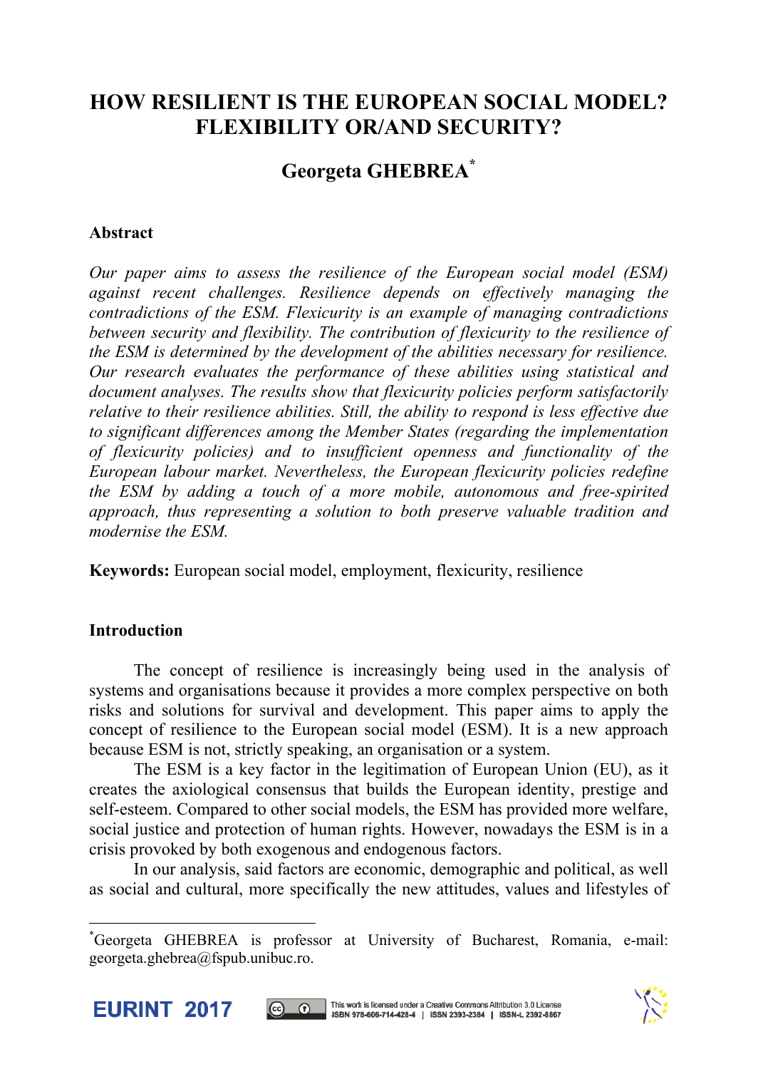# HOW RESILIENT IS THE EUROPEAN SOCIAL MODEL? FLEXIBILITY OR/AND SECURITY?

## Georgeta GHEBREA[*]

### Abstract

*Our paper aims to assess the resilience of the European social model (ESM) against recent challenges. Resilience depends on effectively managing the contradictions of the ESM. Flexicurity is an example of managing contradictions between security and flexibility. The contribution of flexicurity to the resilience of the ESM is determined by the development of the abilities necessary for resilience. Our research evaluates the performance of these abilities using statistical and document analyses. The results show that flexicurity policies perform satisfactorily relative to their resilience abilities. Still, the ability to respond is less effective due to significant differences among the Member States (regarding the implementation of flexicurity policies) and to insufficient openness and functionality of the European labour market. Nevertheless, the European flexicurity policies redefine the ESM by adding a touch of a more mobile, autonomous and free-spirited approach, thus representing a solution to both preserve valuable tradition and modernise the ESM.*

**Keywords:** European social model, employment, flexicurity, resilience

### Introduction

The concept of resilience is increasingly being used in the analysis of systems and organisations because it provides a more complex perspective on both risks and solutions for survival and development. This paper aims to apply the concept of resilience to the European social model (ESM). It is a new approach because ESM is not, strictly speaking, an organisation or a system.

The ESM is a key factor in the legitimation of European Union (EU), as it creates the axiological consensus that builds the European identity, prestige and self-esteem. Compared to other social models, the ESM has provided more welfare, social justice and protection of human rights. However, nowadays the ESM is in a crisis provoked by both exogenous and endogenous factors.

In our analysis, said factors are economic, demographic and political, as well as social and cultural, more specifically the new attitudes, values and lifestyles of

---

[*] Georgeta GHEBREA is professor at University of Bucharest, Romania, e-mail: georgeta.ghebrea@fspub.unibuc.ro.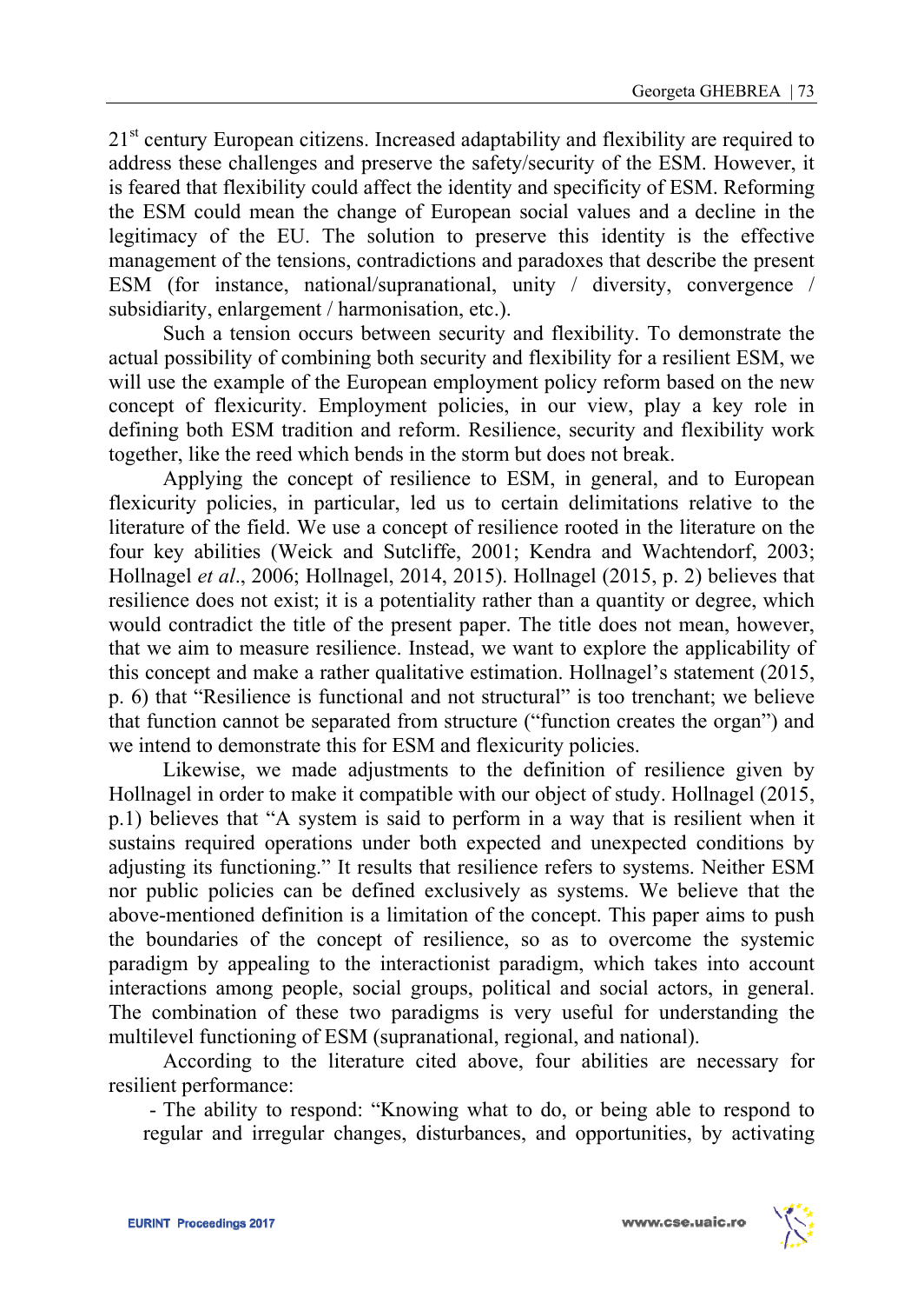21st century European citizens. Increased adaptability and flexibility are required to address these challenges and preserve the safety/security of the ESM. However, it is feared that flexibility could affect the identity and specificity of ESM. Reforming the ESM could mean the change of European social values and a decline in the legitimacy of the EU. The solution to preserve this identity is the effective management of the tensions, contradictions and paradoxes that describe the present ESM (for instance, national/supranational, unity / diversity, convergence / subsidiarity, enlargement / harmonisation, etc.).

Such a tension occurs between security and flexibility. To demonstrate the actual possibility of combining both security and flexibility for a resilient ESM, we will use the example of the European employment policy reform based on the new concept of flexicurity. Employment policies, in our view, play a key role in defining both ESM tradition and reform. Resilience, security and flexibility work together, like the reed which bends in the storm but does not break.

Applying the concept of resilience to ESM, in general, and to European flexicurity policies, in particular, led us to certain delimitations relative to the literature of the field. We use a concept of resilience rooted in the literature on the four key abilities (Weick and Sutcliffe, 2001; Kendra and Wachtendorf, 2003; Hollnagel *et al*., 2006; Hollnagel, 2014, 2015). Hollnagel (2015, p. 2) believes that resilience does not exist; it is a potentiality rather than a quantity or degree, which would contradict the title of the present paper. The title does not mean, however, that we aim to measure resilience. Instead, we want to explore the applicability of this concept and make a rather qualitative estimation. Hollnagel's statement (2015, p. 6) that "Resilience is functional and not structural" is too trenchant; we believe that function cannot be separated from structure ("function creates the organ") and we intend to demonstrate this for ESM and flexicurity policies.

Likewise, we made adjustments to the definition of resilience given by Hollnagel in order to make it compatible with our object of study. Hollnagel (2015, p.1) believes that "A system is said to perform in a way that is resilient when it sustains required operations under both expected and unexpected conditions by adjusting its functioning." It results that resilience refers to systems. Neither ESM nor public policies can be defined exclusively as systems. We believe that the above-mentioned definition is a limitation of the concept. This paper aims to push the boundaries of the concept of resilience, so as to overcome the systemic paradigm by appealing to the interactionist paradigm, which takes into account interactions among people, social groups, political and social actors, in general. The combination of these two paradigms is very useful for understanding the multilevel functioning of ESM (supranational, regional, and national).

According to the literature cited above, four abilities are necessary for resilient performance:

- The ability to respond: "Knowing what to do, or being able to respond to regular and irregular changes, disturbances, and opportunities, by activating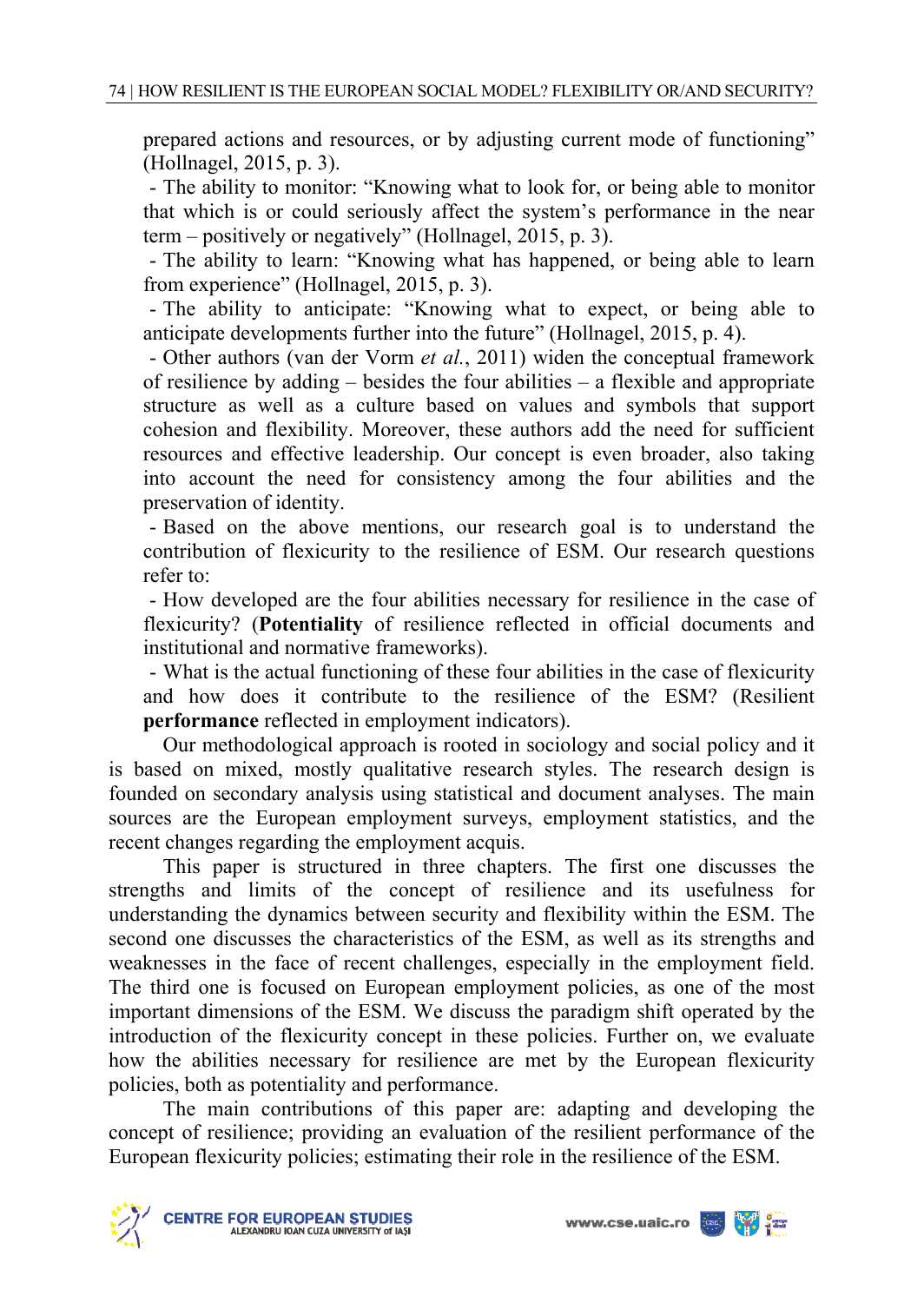prepared actions and resources, or by adjusting current mode of functioning" (Hollnagel, 2015, p. 3).

- The ability to monitor: "Knowing what to look for, or being able to monitor that which is or could seriously affect the system's performance in the near term – positively or negatively" (Hollnagel, 2015, p. 3).
- The ability to learn: "Knowing what has happened, or being able to learn from experience" (Hollnagel, 2015, p. 3).
- The ability to anticipate: "Knowing what to expect, or being able to anticipate developments further into the future" (Hollnagel, 2015, p. 4).
- Other authors (van der Vorm *et al.*, 2011) widen the conceptual framework of resilience by adding – besides the four abilities – a flexible and appropriate structure as well as a culture based on values and symbols that support cohesion and flexibility. Moreover, these authors add the need for sufficient resources and effective leadership. Our concept is even broader, also taking into account the need for consistency among the four abilities and the preservation of identity.
- Based on the above mentions, our research goal is to understand the contribution of flexicurity to the resilience of ESM. Our research questions refer to:
- How developed are the four abilities necessary for resilience in the case of flexicurity? (**Potentiality** of resilience reflected in official documents and institutional and normative frameworks).
- What is the actual functioning of these four abilities in the case of flexicurity and how does it contribute to the resilience of the ESM? (Resilient **performance** reflected in employment indicators).

Our methodological approach is rooted in sociology and social policy and it is based on mixed, mostly qualitative research styles. The research design is founded on secondary analysis using statistical and document analyses. The main sources are the European employment surveys, employment statistics, and the recent changes regarding the employment acquis.

This paper is structured in three chapters. The first one discusses the strengths and limits of the concept of resilience and its usefulness for understanding the dynamics between security and flexibility within the ESM. The second one discusses the characteristics of the ESM, as well as its strengths and weaknesses in the face of recent challenges, especially in the employment field. The third one is focused on European employment policies, as one of the most important dimensions of the ESM. We discuss the paradigm shift operated by the introduction of the flexicurity concept in these policies. Further on, we evaluate how the abilities necessary for resilience are met by the European flexicurity policies, both as potentiality and performance.

The main contributions of this paper are: adapting and developing the concept of resilience; providing an evaluation of the resilient performance of the European flexicurity policies; estimating their role in the resilience of the ESM.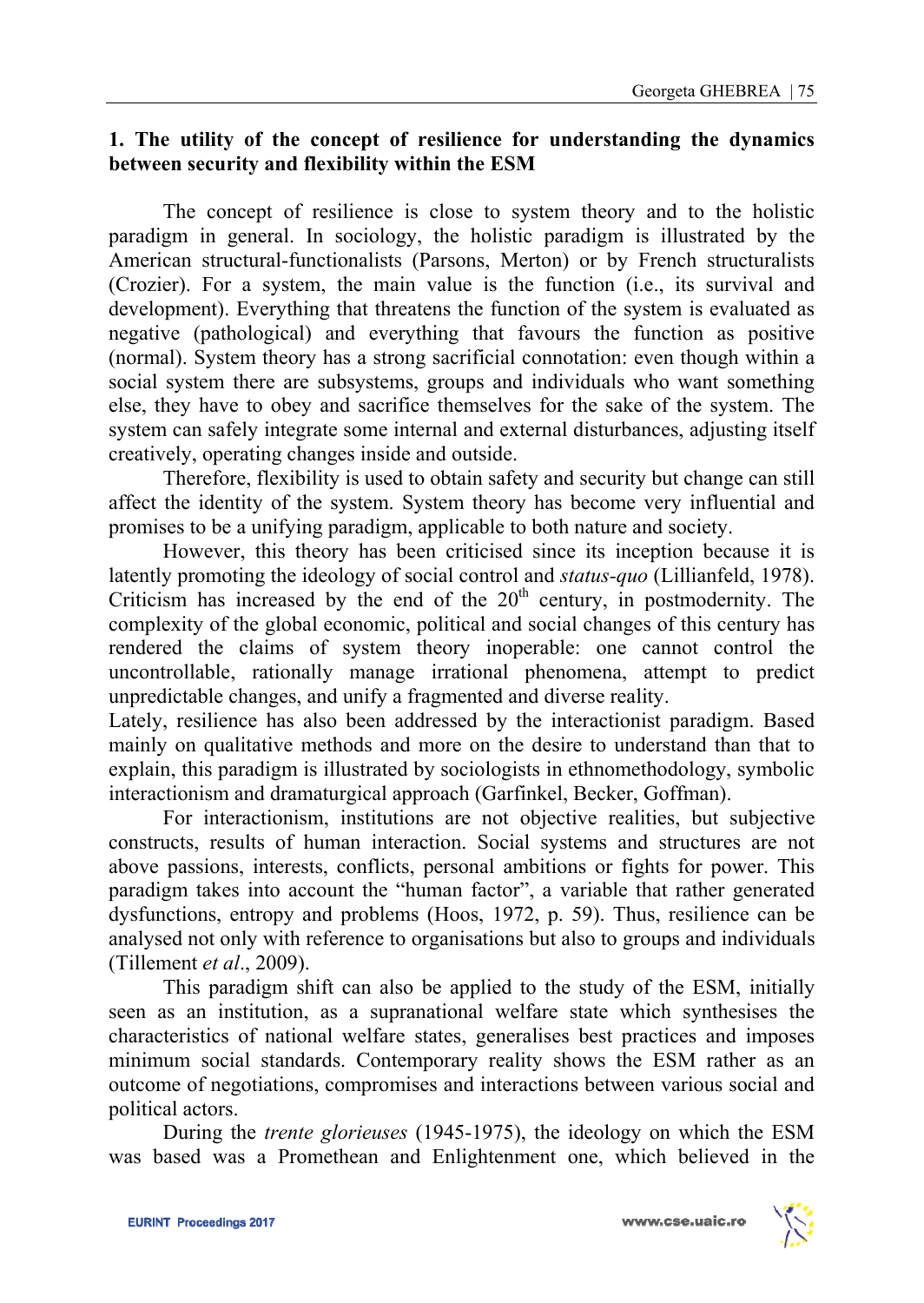## 1. The utility of the concept of resilience for understanding the dynamics between security and flexibility within the ESM

The concept of resilience is close to system theory and to the holistic paradigm in general. In sociology, the holistic paradigm is illustrated by the American structural-functionalists (Parsons, Merton) or by French structuralists (Crozier). For a system, the main value is the function (i.e., its survival and development). Everything that threatens the function of the system is evaluated as negative (pathological) and everything that favours the function as positive (normal). System theory has a strong sacrificial connotation: even though within a social system there are subsystems, groups and individuals who want something else, they have to obey and sacrifice themselves for the sake of the system. The system can safely integrate some internal and external disturbances, adjusting itself creatively, operating changes inside and outside.

Therefore, flexibility is used to obtain safety and security but change can still affect the identity of the system. System theory has become very influential and promises to be a unifying paradigm, applicable to both nature and society.

However, this theory has been criticised since its inception because it is latently promoting the ideology of social control and *status-quo* (Lillianfeld, 1978). Criticism has increased by the end of the 20th century, in postmodernity. The complexity of the global economic, political and social changes of this century has rendered the claims of system theory inoperable: one cannot control the uncontrollable, rationally manage irrational phenomena, attempt to predict unpredictable changes, and unify a fragmented and diverse reality.

Lately, resilience has also been addressed by the interactionist paradigm. Based mainly on qualitative methods and more on the desire to understand than that to explain, this paradigm is illustrated by sociologists in ethnomethodology, symbolic interactionism and dramaturgical approach (Garfinkel, Becker, Goffman).

For interactionism, institutions are not objective realities, but subjective constructs, results of human interaction. Social systems and structures are not above passions, interests, conflicts, personal ambitions or fights for power. This paradigm takes into account the "human factor", a variable that rather generated dysfunctions, entropy and problems (Hoos, 1972, p. 59). Thus, resilience can be analysed not only with reference to organisations but also to groups and individuals (Tillement *et al*., 2009).

This paradigm shift can also be applied to the study of the ESM, initially seen as an institution, as a supranational welfare state which synthesises the characteristics of national welfare states, generalises best practices and imposes minimum social standards. Contemporary reality shows the ESM rather as an outcome of negotiations, compromises and interactions between various social and political actors.

During the *trente glorieuses* (1945-1975), the ideology on which the ESM was based was a Promethean and Enlightenment one, which believed in the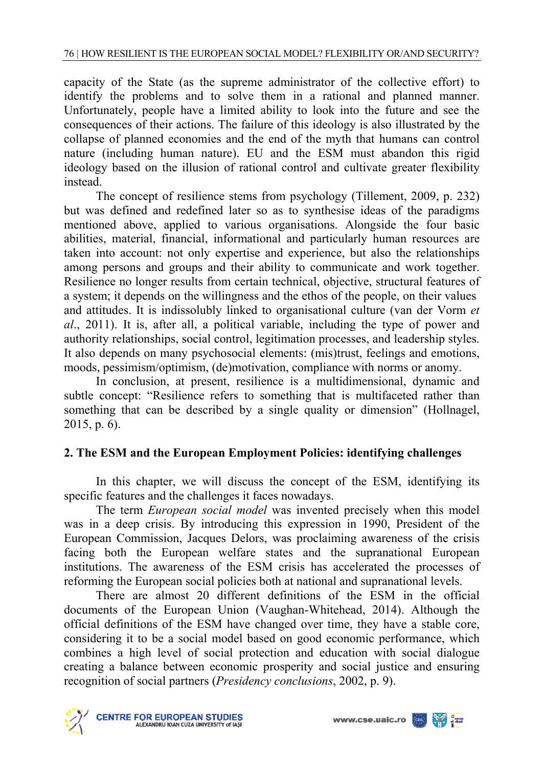capacity of the State (as the supreme administrator of the collective effort) to identify the problems and to solve them in a rational and planned manner. Unfortunately, people have a limited ability to look into the future and see the consequences of their actions. The failure of this ideology is also illustrated by the collapse of planned economies and the end of the myth that humans can control nature (including human nature). EU and the ESM must abandon this rigid ideology based on the illusion of rational control and cultivate greater flexibility instead.

The concept of resilience stems from psychology (Tillement, 2009, p. 232) but was defined and redefined later so as to synthesise ideas of the paradigms mentioned above, applied to various organisations. Alongside the four basic abilities, material, financial, informational and particularly human resources are taken into account: not only expertise and experience, but also the relationships among persons and groups and their ability to communicate and work together. Resilience no longer results from certain technical, objective, structural features of a system; it depends on the willingness and the ethos of the people, on their values and attitudes. It is indissolubly linked to organisational culture (van der Vorm *et al*., 2011). It is, after all, a political variable, including the type of power and authority relationships, social control, legitimation processes, and leadership styles. It also depends on many psychosocial elements: (mis)trust, feelings and emotions, moods, pessimism/optimism, (de)motivation, compliance with norms or anomy.

In conclusion, at present, resilience is a multidimensional, dynamic and subtle concept: "Resilience refers to something that is multifaceted rather than something that can be described by a single quality or dimension" (Hollnagel, 2015, p. 6).

## 2. The ESM and the European Employment Policies: identifying challenges

In this chapter, we will discuss the concept of the ESM, identifying its specific features and the challenges it faces nowadays.

The term *European social model* was invented precisely when this model was in a deep crisis. By introducing this expression in 1990, President of the European Commission, Jacques Delors, was proclaiming awareness of the crisis facing both the European welfare states and the supranational European institutions. The awareness of the ESM crisis has accelerated the processes of reforming the European social policies both at national and supranational levels.

There are almost 20 different definitions of the ESM in the official documents of the European Union (Vaughan-Whitehead, 2014). Although the official definitions of the ESM have changed over time, they have a stable core, considering it to be a social model based on good economic performance, which combines a high level of social protection and education with social dialogue creating a balance between economic prosperity and social justice and ensuring recognition of social partners (*Presidency conclusions*, 2002, p. 9).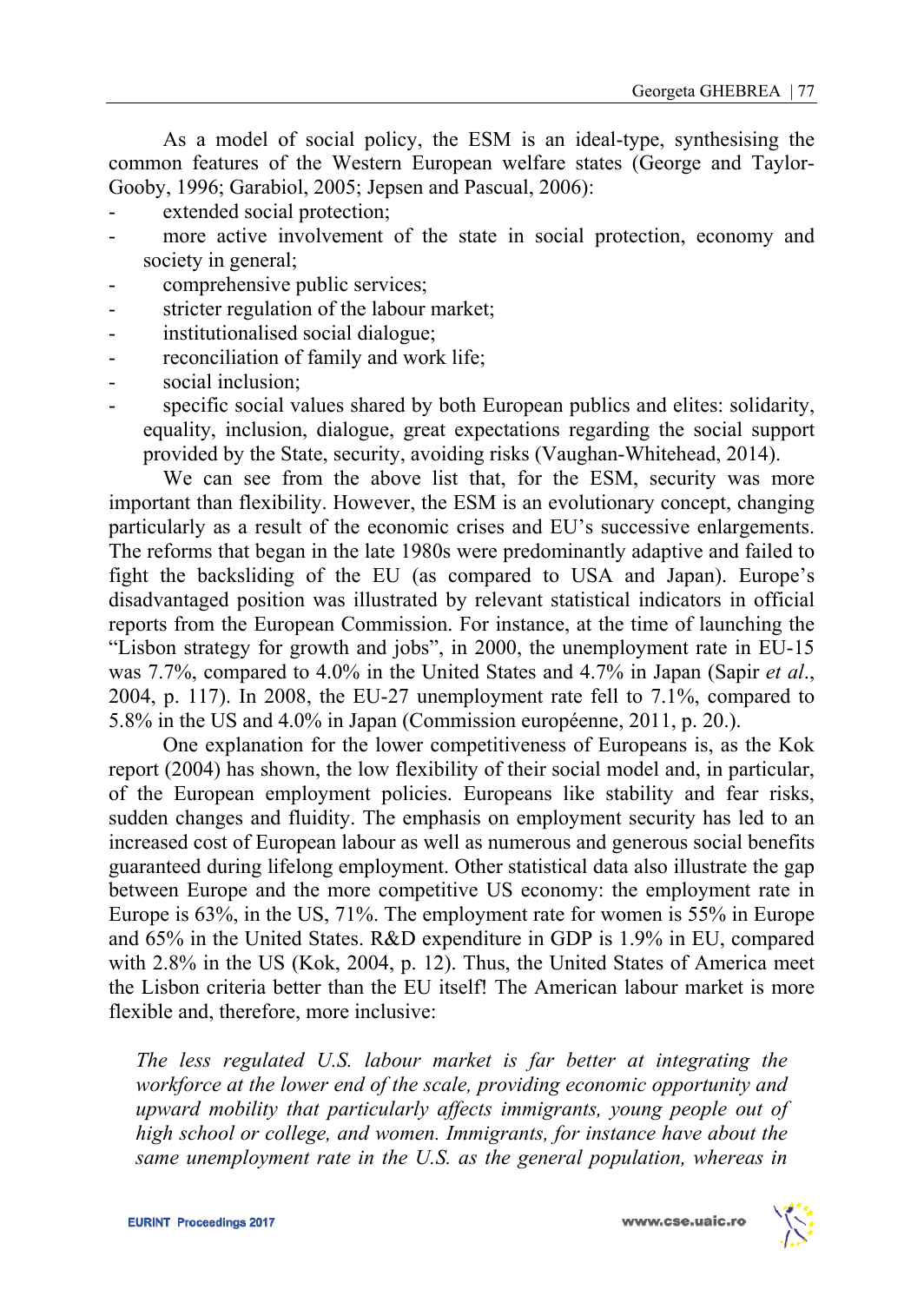As a model of social policy, the ESM is an ideal-type, synthesising the common features of the Western European welfare states (George and Taylor-Gooby, 1996; Garabiol, 2005; Jepsen and Pascual, 2006):

- extended social protection;
- more active involvement of the state in social protection, economy and society in general;
- comprehensive public services;
- stricter regulation of the labour market;
- institutionalised social dialogue;
- reconciliation of family and work life;
- social inclusion;
- specific social values shared by both European publics and elites: solidarity, equality, inclusion, dialogue, great expectations regarding the social support provided by the State, security, avoiding risks (Vaughan-Whitehead, 2014).

We can see from the above list that, for the ESM, security was more important than flexibility. However, the ESM is an evolutionary concept, changing particularly as a result of the economic crises and EU's successive enlargements. The reforms that began in the late 1980s were predominantly adaptive and failed to fight the backsliding of the EU (as compared to USA and Japan). Europe's disadvantaged position was illustrated by relevant statistical indicators in official reports from the European Commission. For instance, at the time of launching the "Lisbon strategy for growth and jobs", in 2000, the unemployment rate in EU-15 was 7.7%, compared to 4.0% in the United States and 4.7% in Japan (Sapir *et al.*, 2004, p. 117). In 2008, the EU-27 unemployment rate fell to 7.1%, compared to 5.8% in the US and 4.0% in Japan (Commission européenne, 2011, p. 20.).

One explanation for the lower competitiveness of Europeans is, as the Kok report (2004) has shown, the low flexibility of their social model and, in particular, of the European employment policies. Europeans like stability and fear risks, sudden changes and fluidity. The emphasis on employment security has led to an increased cost of European labour as well as numerous and generous social benefits guaranteed during lifelong employment. Other statistical data also illustrate the gap between Europe and the more competitive US economy: the employment rate in Europe is 63%, in the US, 71%. The employment rate for women is 55% in Europe and 65% in the United States. R&D expenditure in GDP is 1.9% in EU, compared with 2.8% in the US (Kok, 2004, p. 12). Thus, the United States of America meet the Lisbon criteria better than the EU itself! The American labour market is more flexible and, therefore, more inclusive:

> *The less regulated U.S. labour market is far better at integrating the workforce at the lower end of the scale, providing economic opportunity and upward mobility that particularly affects immigrants, young people out of high school or college, and women. Immigrants, for instance have about the same unemployment rate in the U.S. as the general population, whereas in*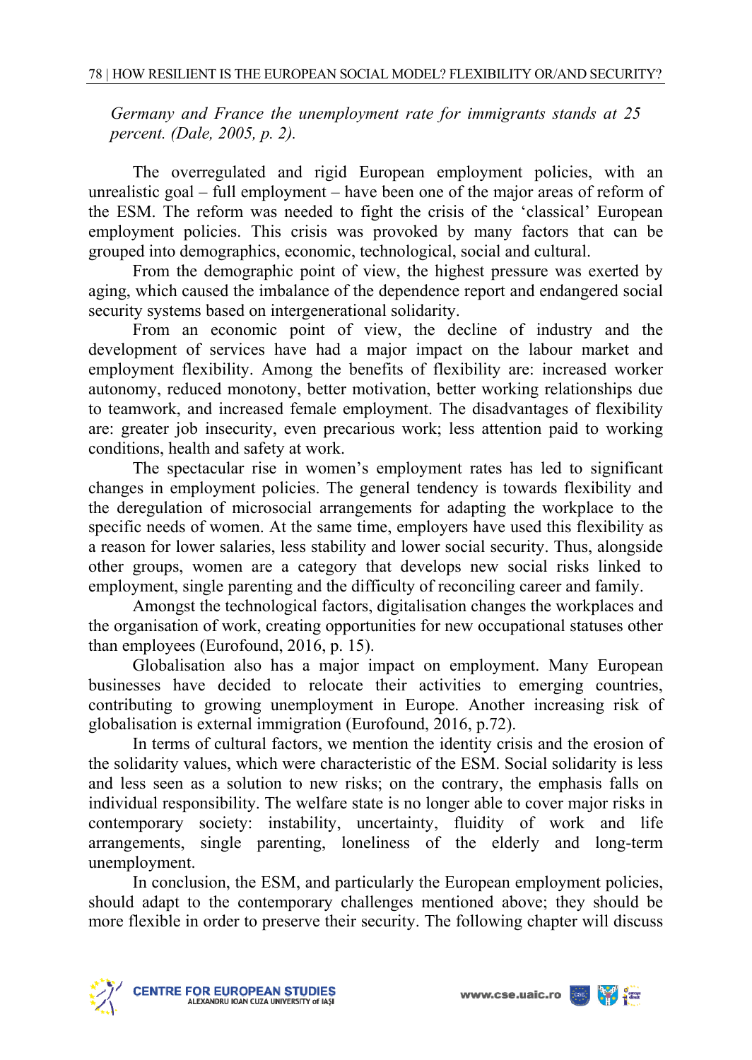*Germany and France the unemployment rate for immigrants stands at 25 percent. (Dale, 2005, p. 2).*

The overregulated and rigid European employment policies, with an unrealistic goal – full employment – have been one of the major areas of reform of the ESM. The reform was needed to fight the crisis of the 'classical' European employment policies. This crisis was provoked by many factors that can be grouped into demographics, economic, technological, social and cultural.

From the demographic point of view, the highest pressure was exerted by aging, which caused the imbalance of the dependence report and endangered social security systems based on intergenerational solidarity.

From an economic point of view, the decline of industry and the development of services have had a major impact on the labour market and employment flexibility. Among the benefits of flexibility are: increased worker autonomy, reduced monotony, better motivation, better working relationships due to teamwork, and increased female employment. The disadvantages of flexibility are: greater job insecurity, even precarious work; less attention paid to working conditions, health and safety at work.

The spectacular rise in women's employment rates has led to significant changes in employment policies. The general tendency is towards flexibility and the deregulation of microsocial arrangements for adapting the workplace to the specific needs of women. At the same time, employers have used this flexibility as a reason for lower salaries, less stability and lower social security. Thus, alongside other groups, women are a category that develops new social risks linked to employment, single parenting and the difficulty of reconciling career and family.

Amongst the technological factors, digitalisation changes the workplaces and the organisation of work, creating opportunities for new occupational statuses other than employees (Eurofound, 2016, p. 15).

Globalisation also has a major impact on employment. Many European businesses have decided to relocate their activities to emerging countries, contributing to growing unemployment in Europe. Another increasing risk of globalisation is external immigration (Eurofound, 2016, p.72).

In terms of cultural factors, we mention the identity crisis and the erosion of the solidarity values, which were characteristic of the ESM. Social solidarity is less and less seen as a solution to new risks; on the contrary, the emphasis falls on individual responsibility. The welfare state is no longer able to cover major risks in contemporary society: instability, uncertainty, fluidity of work and life arrangements, single parenting, loneliness of the elderly and long-term unemployment.

In conclusion, the ESM, and particularly the European employment policies, should adapt to the contemporary challenges mentioned above; they should be more flexible in order to preserve their security. The following chapter will discuss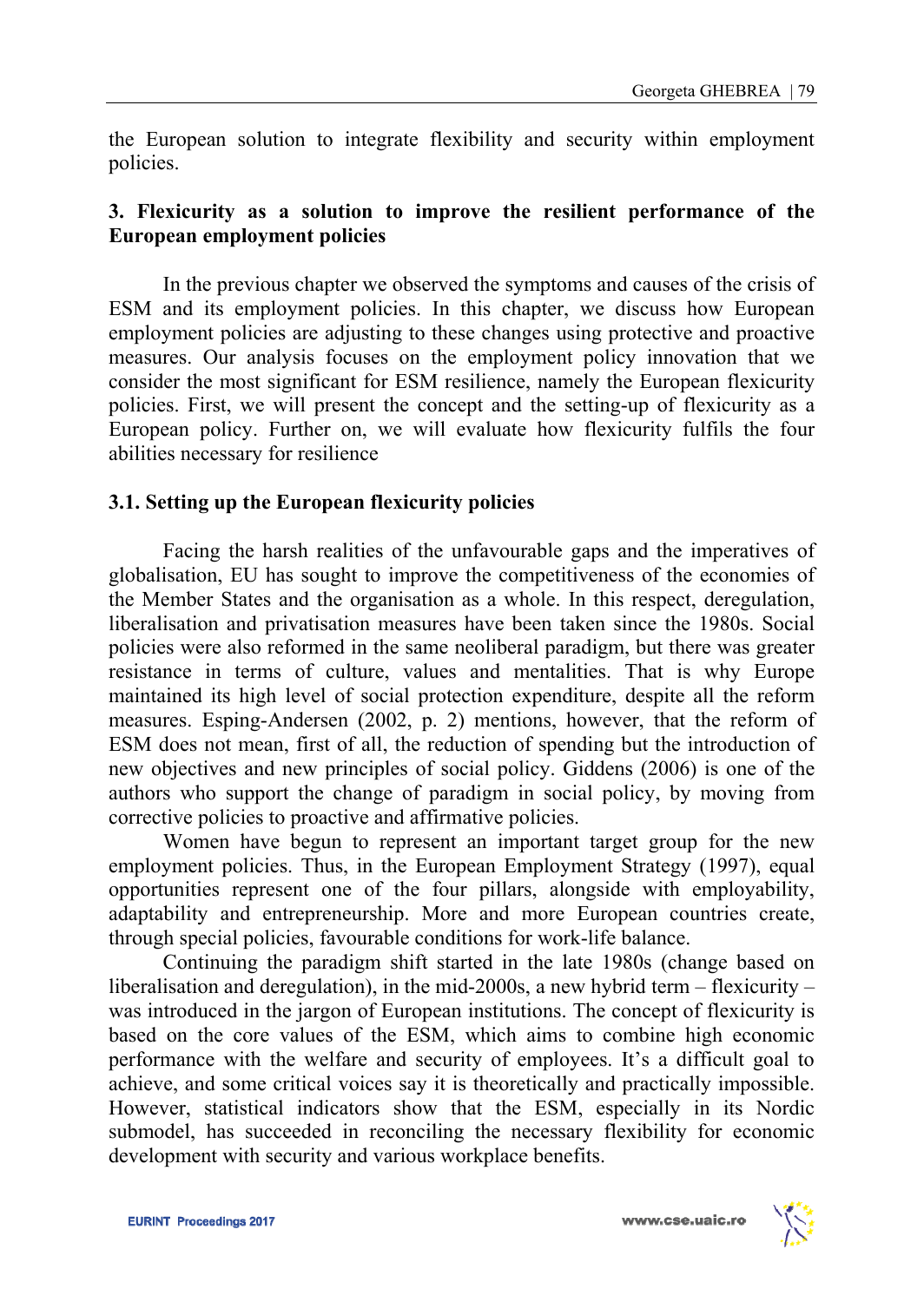the European solution to integrate flexibility and security within employment policies.

## 3. Flexicurity as a solution to improve the resilient performance of the European employment policies

In the previous chapter we observed the symptoms and causes of the crisis of ESM and its employment policies. In this chapter, we discuss how European employment policies are adjusting to these changes using protective and proactive measures. Our analysis focuses on the employment policy innovation that we consider the most significant for ESM resilience, namely the European flexicurity policies. First, we will present the concept and the setting-up of flexicurity as a European policy. Further on, we will evaluate how flexicurity fulfils the four abilities necessary for resilience

### 3.1. Setting up the European flexicurity policies

Facing the harsh realities of the unfavourable gaps and the imperatives of globalisation, EU has sought to improve the competitiveness of the economies of the Member States and the organisation as a whole. In this respect, deregulation, liberalisation and privatisation measures have been taken since the 1980s. Social policies were also reformed in the same neoliberal paradigm, but there was greater resistance in terms of culture, values and mentalities. That is why Europe maintained its high level of social protection expenditure, despite all the reform measures. Esping-Andersen (2002, p. 2) mentions, however, that the reform of ESM does not mean, first of all, the reduction of spending but the introduction of new objectives and new principles of social policy. Giddens (2006) is one of the authors who support the change of paradigm in social policy, by moving from corrective policies to proactive and affirmative policies.

Women have begun to represent an important target group for the new employment policies. Thus, in the European Employment Strategy (1997), equal opportunities represent one of the four pillars, alongside with employability, adaptability and entrepreneurship. More and more European countries create, through special policies, favourable conditions for work-life balance.

Continuing the paradigm shift started in the late 1980s (change based on liberalisation and deregulation), in the mid-2000s, a new hybrid term – flexicurity – was introduced in the jargon of European institutions. The concept of flexicurity is based on the core values of the ESM, which aims to combine high economic performance with the welfare and security of employees. It's a difficult goal to achieve, and some critical voices say it is theoretically and practically impossible. However, statistical indicators show that the ESM, especially in its Nordic submodel, has succeeded in reconciling the necessary flexibility for economic development with security and various workplace benefits.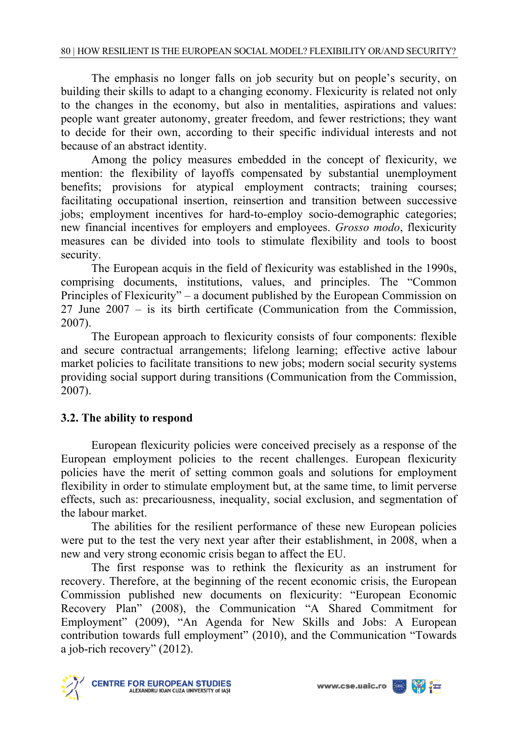The emphasis no longer falls on job security but on people's security, on building their skills to adapt to a changing economy. Flexicurity is related not only to the changes in the economy, but also in mentalities, aspirations and values: people want greater autonomy, greater freedom, and fewer restrictions; they want to decide for their own, according to their specific individual interests and not because of an abstract identity.

Among the policy measures embedded in the concept of flexicurity, we mention: the flexibility of layoffs compensated by substantial unemployment benefits; provisions for atypical employment contracts; training courses; facilitating occupational insertion, reinsertion and transition between successive jobs; employment incentives for hard-to-employ socio-demographic categories; new financial incentives for employers and employees. *Grosso modo*, flexicurity measures can be divided into tools to stimulate flexibility and tools to boost security.

The European acquis in the field of flexicurity was established in the 1990s, comprising documents, institutions, values, and principles. The "Common Principles of Flexicurity" – a document published by the European Commission on 27 June 2007 – is its birth certificate (Communication from the Commission, 2007).

The European approach to flexicurity consists of four components: flexible and secure contractual arrangements; lifelong learning; effective active labour market policies to facilitate transitions to new jobs; modern social security systems providing social support during transitions (Communication from the Commission, 2007).

### 3.2. The ability to respond

European flexicurity policies were conceived precisely as a response of the European employment policies to the recent challenges. European flexicurity policies have the merit of setting common goals and solutions for employment flexibility in order to stimulate employment but, at the same time, to limit perverse effects, such as: precariousness, inequality, social exclusion, and segmentation of the labour market.

The abilities for the resilient performance of these new European policies were put to the test the very next year after their establishment, in 2008, when a new and very strong economic crisis began to affect the EU.

The first response was to rethink the flexicurity as an instrument for recovery. Therefore, at the beginning of the recent economic crisis, the European Commission published new documents on flexicurity: "European Economic Recovery Plan" (2008), the Communication "A Shared Commitment for Employment" (2009), "An Agenda for New Skills and Jobs: A European contribution towards full employment" (2010), and the Communication "Towards a job-rich recovery" (2012).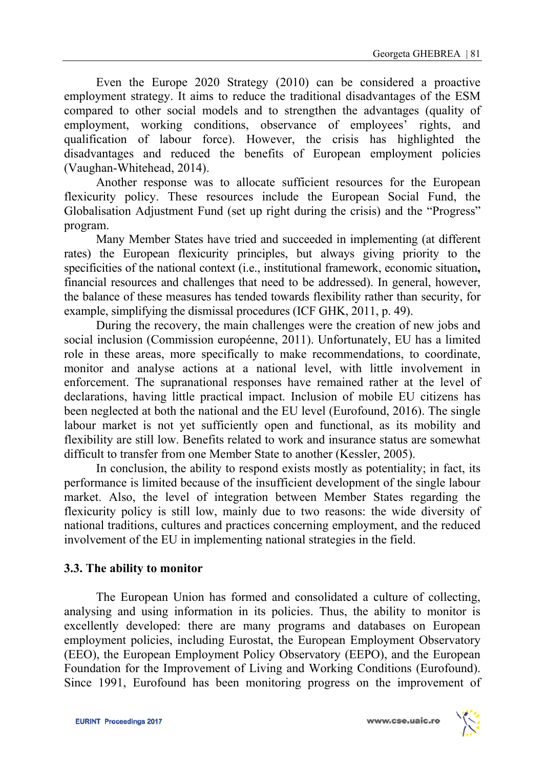Even the Europe 2020 Strategy (2010) can be considered a proactive employment strategy. It aims to reduce the traditional disadvantages of the ESM compared to other social models and to strengthen the advantages (quality of employment, working conditions, observance of employees' rights, and qualification of labour force). However, the crisis has highlighted the disadvantages and reduced the benefits of European employment policies (Vaughan-Whitehead, 2014).

Another response was to allocate sufficient resources for the European flexicurity policy. These resources include the European Social Fund, the Globalisation Adjustment Fund (set up right during the crisis) and the "Progress" program.

Many Member States have tried and succeeded in implementing (at different rates) the European flexicurity principles, but always giving priority to the specificities of the national context (i.e., institutional framework, economic situation**,** financial resources and challenges that need to be addressed). In general, however, the balance of these measures has tended towards flexibility rather than security, for example, simplifying the dismissal procedures (ICF GHK, 2011, p. 49).

During the recovery, the main challenges were the creation of new jobs and social inclusion (Commission européenne, 2011). Unfortunately, EU has a limited role in these areas, more specifically to make recommendations, to coordinate, monitor and analyse actions at a national level, with little involvement in enforcement. The supranational responses have remained rather at the level of declarations, having little practical impact. Inclusion of mobile EU citizens has been neglected at both the national and the EU level (Eurofound, 2016). The single labour market is not yet sufficiently open and functional, as its mobility and flexibility are still low. Benefits related to work and insurance status are somewhat difficult to transfer from one Member State to another (Kessler, 2005).

In conclusion, the ability to respond exists mostly as potentiality; in fact, its performance is limited because of the insufficient development of the single labour market. Also, the level of integration between Member States regarding the flexicurity policy is still low, mainly due to two reasons: the wide diversity of national traditions, cultures and practices concerning employment, and the reduced involvement of the EU in implementing national strategies in the field.

### 3.3. The ability to monitor

The European Union has formed and consolidated a culture of collecting, analysing and using information in its policies. Thus, the ability to monitor is excellently developed: there are many programs and databases on European employment policies, including Eurostat, the European Employment Observatory (EEO), the European Employment Policy Observatory (EEPO), and the European Foundation for the Improvement of Living and Working Conditions (Eurofound). Since 1991, Eurofound has been monitoring progress on the improvement of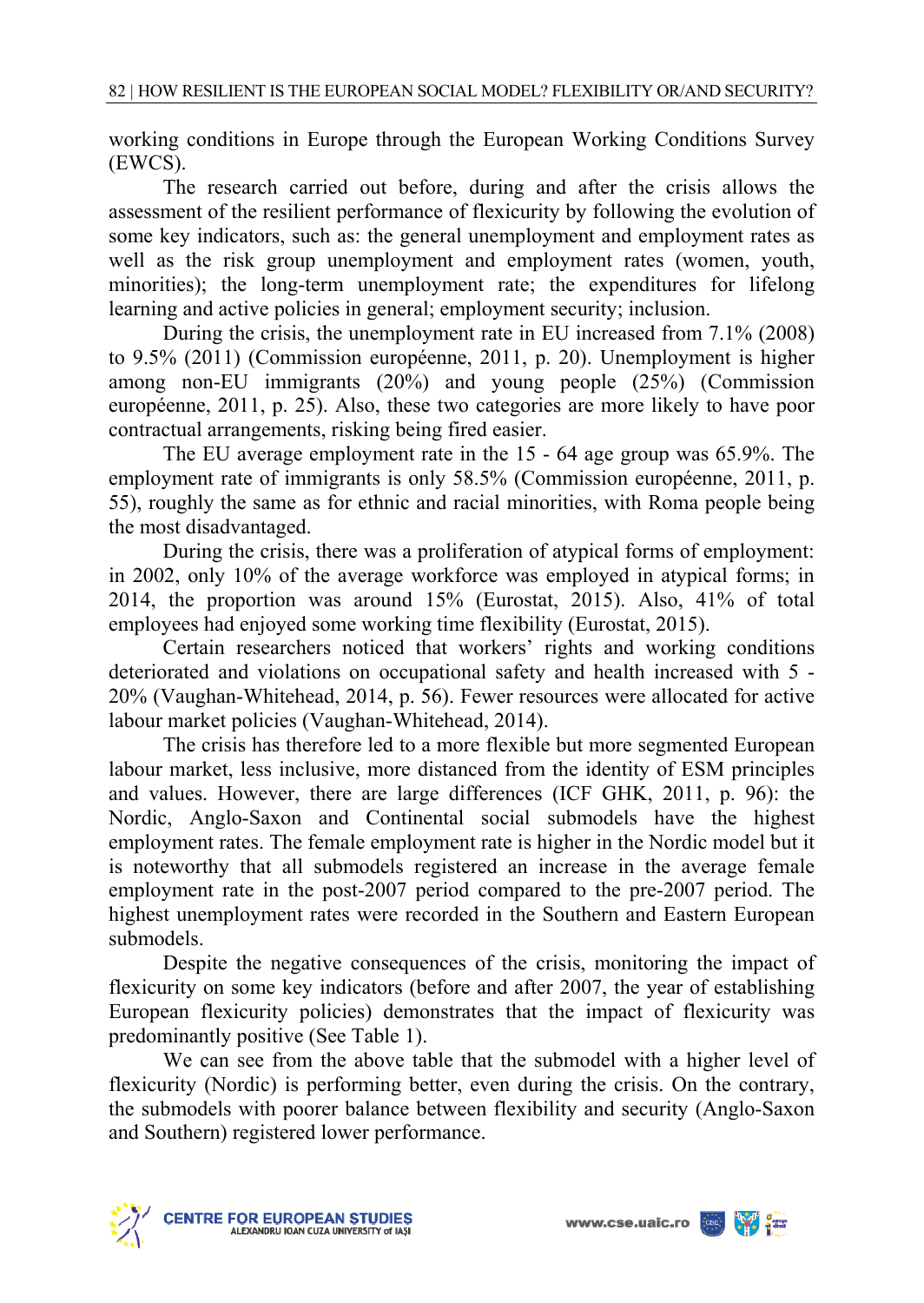working conditions in Europe through the European Working Conditions Survey (EWCS).

The research carried out before, during and after the crisis allows the assessment of the resilient performance of flexicurity by following the evolution of some key indicators, such as: the general unemployment and employment rates as well as the risk group unemployment and employment rates (women, youth, minorities); the long-term unemployment rate; the expenditures for lifelong learning and active policies in general; employment security; inclusion.

During the crisis, the unemployment rate in EU increased from 7.1% (2008) to 9.5% (2011) (Commission européenne, 2011, p. 20). Unemployment is higher among non-EU immigrants (20%) and young people (25%) (Commission européenne, 2011, p. 25). Also, these two categories are more likely to have poor contractual arrangements, risking being fired easier.

The EU average employment rate in the 15 - 64 age group was 65.9%. The employment rate of immigrants is only 58.5% (Commission européenne, 2011, p. 55), roughly the same as for ethnic and racial minorities, with Roma people being the most disadvantaged.

During the crisis, there was a proliferation of atypical forms of employment: in 2002, only 10% of the average workforce was employed in atypical forms; in 2014, the proportion was around 15% (Eurostat, 2015). Also, 41% of total employees had enjoyed some working time flexibility (Eurostat, 2015).

Certain researchers noticed that workers' rights and working conditions deteriorated and violations on occupational safety and health increased with 5 - 20% (Vaughan-Whitehead, 2014, p. 56). Fewer resources were allocated for active labour market policies (Vaughan-Whitehead, 2014).

The crisis has therefore led to a more flexible but more segmented European labour market, less inclusive, more distanced from the identity of ESM principles and values. However, there are large differences (ICF GHK, 2011, p. 96): the Nordic, Anglo-Saxon and Continental social submodels have the highest employment rates. The female employment rate is higher in the Nordic model but it is noteworthy that all submodels registered an increase in the average female employment rate in the post-2007 period compared to the pre-2007 period. The highest unemployment rates were recorded in the Southern and Eastern European submodels.

Despite the negative consequences of the crisis, monitoring the impact of flexicurity on some key indicators (before and after 2007, the year of establishing European flexicurity policies) demonstrates that the impact of flexicurity was predominantly positive (See Table 1).

We can see from the above table that the submodel with a higher level of flexicurity (Nordic) is performing better, even during the crisis. On the contrary, the submodels with poorer balance between flexibility and security (Anglo-Saxon and Southern) registered lower performance.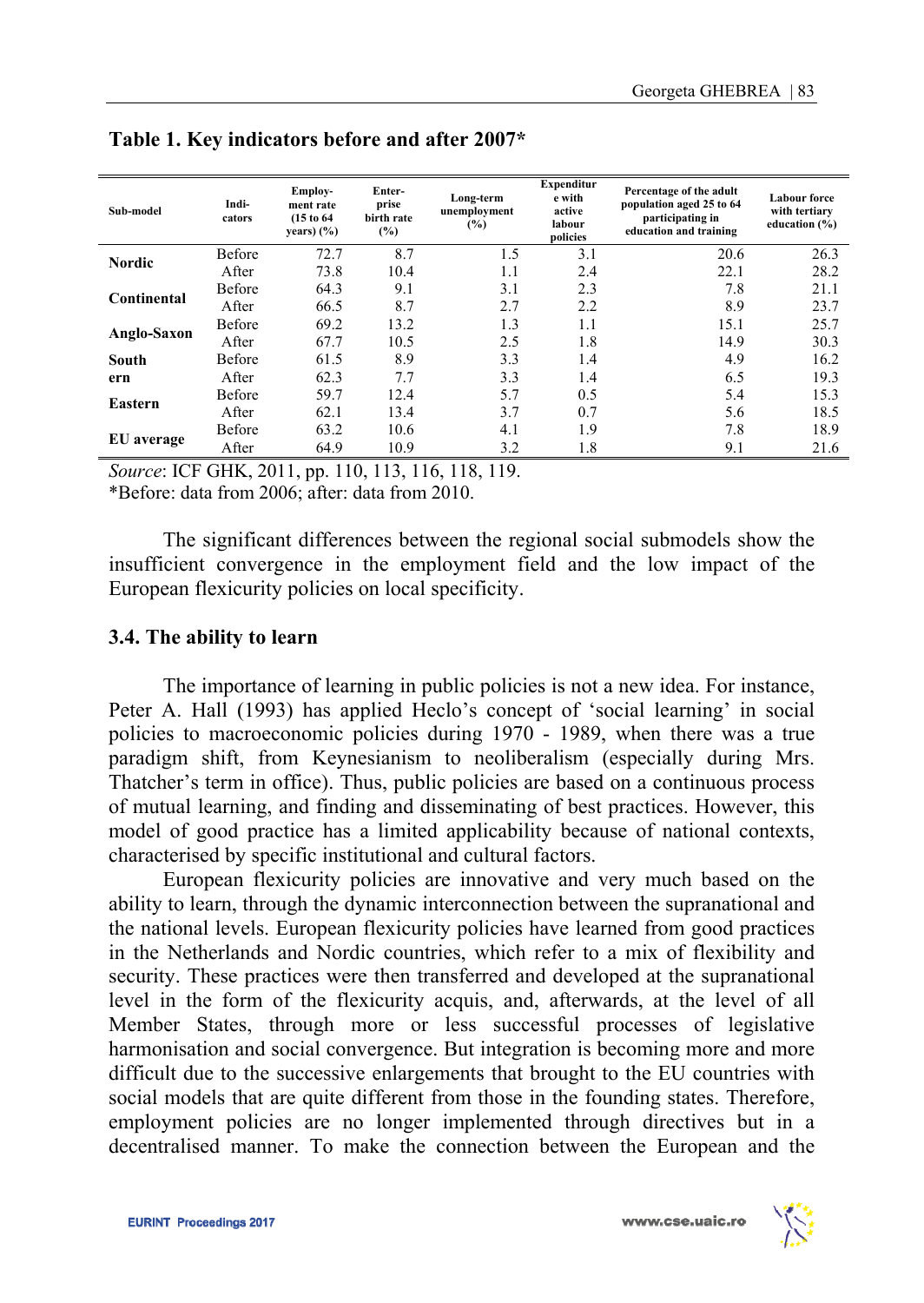**Table 1. Key indicators before and after 2007***

| Sub-model | Indi-cators | Employ-ment rate (15 to 64 years) (%) | Enter-prise birth rate (%) | Long-term unemployment (%) | Expenditure with active labour policies | Percentage of the adult population aged 25 to 64 participating in education and training | Labour force with tertiary education (%) |
|---|---|---|---|---|---|---|---|
| **Nordic** | Before | 72.7 | 8.7 | 1.5 | 3.1 | 20.6 | 26.3 |
| | After | 73.8 | 10.4 | 1.1 | 2.4 | 22.1 | 28.2 |
| **Continental** | Before | 64.3 | 9.1 | 3.1 | 2.3 | 7.8 | 21.1 |
| | After | 66.5 | 8.7 | 2.7 | 2.2 | 8.9 | 23.7 |
| **Anglo-Saxon** | Before | 69.2 | 13.2 | 1.3 | 1.1 | 15.1 | 25.7 |
| | After | 67.7 | 10.5 | 2.5 | 1.8 | 14.9 | 30.3 |
| **Southern** | Before | 61.5 | 8.9 | 3.3 | 1.4 | 4.9 | 16.2 |
| | After | 62.3 | 7.7 | 3.3 | 1.4 | 6.5 | 19.3 |
| **Eastern** | Before | 59.7 | 12.4 | 5.7 | 0.5 | 5.4 | 15.3 |
| | After | 62.1 | 13.4 | 3.7 | 0.7 | 5.6 | 18.5 |
| **EU average** | Before | 63.2 | 10.6 | 4.1 | 1.9 | 7.8 | 18.9 |
| | After | 64.9 | 10.9 | 3.2 | 1.8 | 9.1 | 21.6 |

*Source*: ICF GHK, 2011, pp. 110, 113, 116, 118, 119.
*Before: data from 2006; after: data from 2010.

The significant differences between the regional social submodels show the insufficient convergence in the employment field and the low impact of the European flexicurity policies on local specificity.

### 3.4. The ability to learn

The importance of learning in public policies is not a new idea. For instance, Peter A. Hall (1993) has applied Heclo's concept of 'social learning' in social policies to macroeconomic policies during 1970 - 1989, when there was a true paradigm shift, from Keynesianism to neoliberalism (especially during Mrs. Thatcher's term in office). Thus, public policies are based on a continuous process of mutual learning, and finding and disseminating of best practices. However, this model of good practice has a limited applicability because of national contexts, characterised by specific institutional and cultural factors.

European flexicurity policies are innovative and very much based on the ability to learn, through the dynamic interconnection between the supranational and the national levels. European flexicurity policies have learned from good practices in the Netherlands and Nordic countries, which refer to a mix of flexibility and security. These practices were then transferred and developed at the supranational level in the form of the flexicurity acquis, and, afterwards, at the level of all Member States, through more or less successful processes of legislative harmonisation and social convergence. But integration is becoming more and more difficult due to the successive enlargements that brought to the EU countries with social models that are quite different from those in the founding states. Therefore, employment policies are no longer implemented through directives but in a decentralised manner. To make the connection between the European and the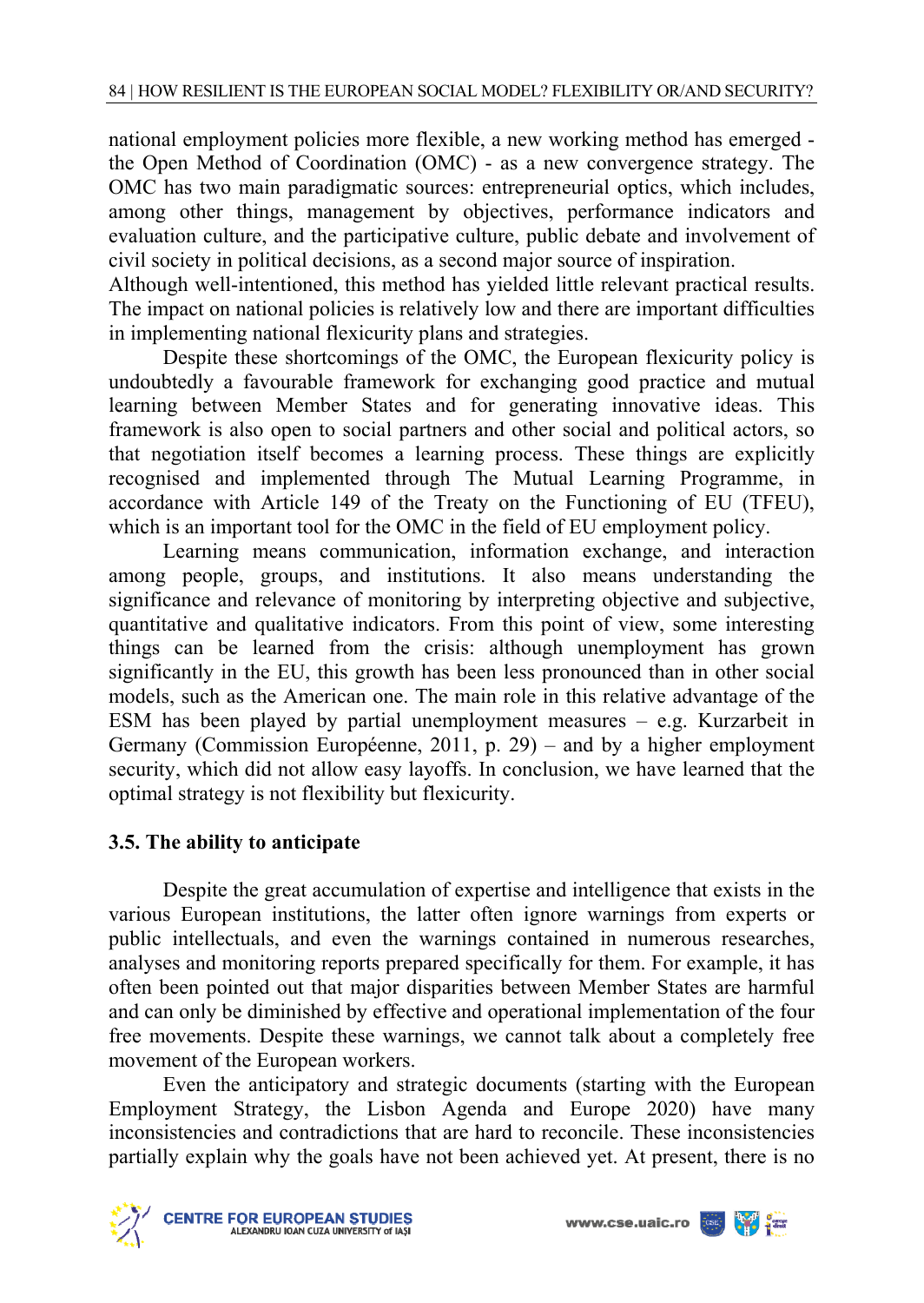national employment policies more flexible, a new working method has emerged - the Open Method of Coordination (OMC) - as a new convergence strategy. The OMC has two main paradigmatic sources: entrepreneurial optics, which includes, among other things, management by objectives, performance indicators and evaluation culture, and the participative culture, public debate and involvement of civil society in political decisions, as a second major source of inspiration.

Although well-intentioned, this method has yielded little relevant practical results. The impact on national policies is relatively low and there are important difficulties in implementing national flexicurity plans and strategies.

Despite these shortcomings of the OMC, the European flexicurity policy is undoubtedly a favourable framework for exchanging good practice and mutual learning between Member States and for generating innovative ideas. This framework is also open to social partners and other social and political actors, so that negotiation itself becomes a learning process. These things are explicitly recognised and implemented through The Mutual Learning Programme, in accordance with Article 149 of the Treaty on the Functioning of EU (TFEU), which is an important tool for the OMC in the field of EU employment policy.

Learning means communication, information exchange, and interaction among people, groups, and institutions. It also means understanding the significance and relevance of monitoring by interpreting objective and subjective, quantitative and qualitative indicators. From this point of view, some interesting things can be learned from the crisis: although unemployment has grown significantly in the EU, this growth has been less pronounced than in other social models, such as the American one. The main role in this relative advantage of the ESM has been played by partial unemployment measures – e.g. Kurzarbeit in Germany (Commission Européenne, 2011, p. 29) – and by a higher employment security, which did not allow easy layoffs. In conclusion, we have learned that the optimal strategy is not flexibility but flexicurity.

### 3.5. The ability to anticipate

Despite the great accumulation of expertise and intelligence that exists in the various European institutions, the latter often ignore warnings from experts or public intellectuals, and even the warnings contained in numerous researches, analyses and monitoring reports prepared specifically for them. For example, it has often been pointed out that major disparities between Member States are harmful and can only be diminished by effective and operational implementation of the four free movements. Despite these warnings, we cannot talk about a completely free movement of the European workers.

Even the anticipatory and strategic documents (starting with the European Employment Strategy, the Lisbon Agenda and Europe 2020) have many inconsistencies and contradictions that are hard to reconcile. These inconsistencies partially explain why the goals have not been achieved yet. At present, there is no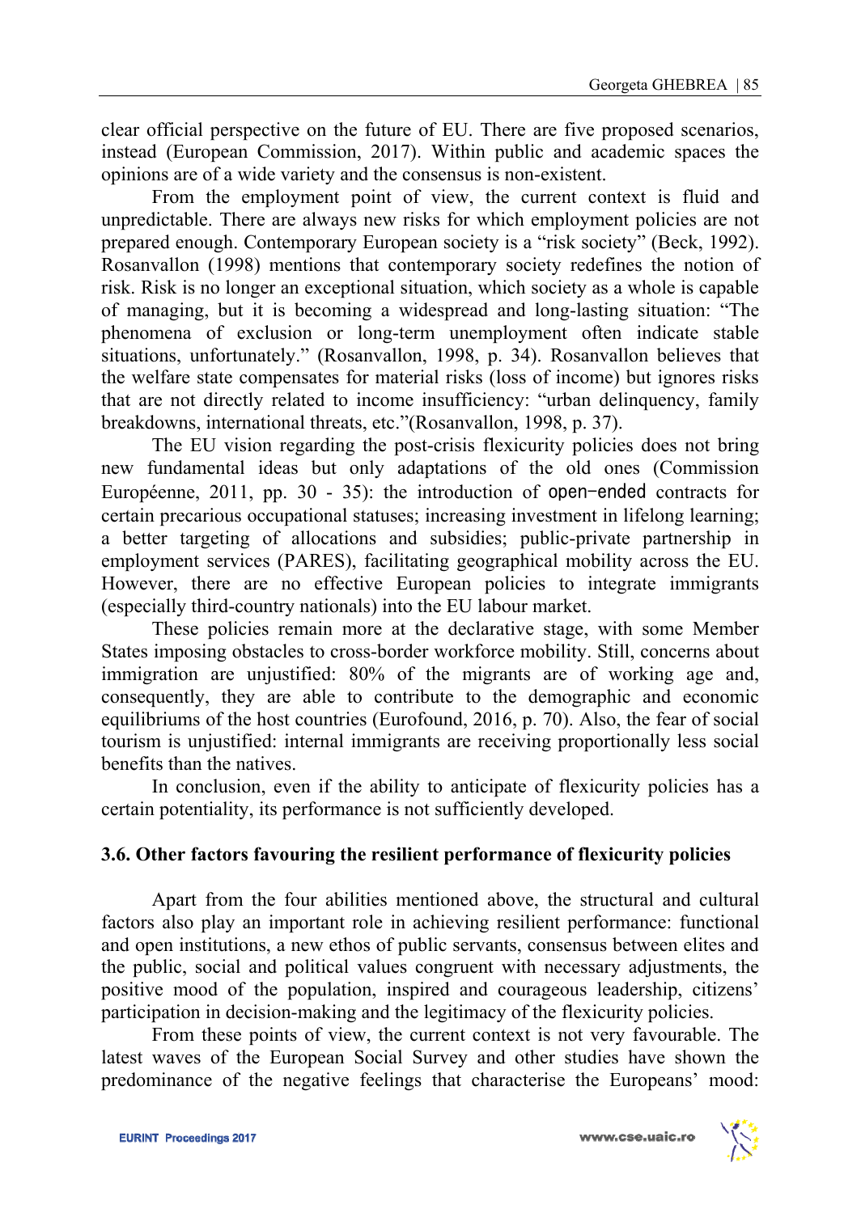clear official perspective on the future of EU. There are five proposed scenarios, instead (European Commission, 2017). Within public and academic spaces the opinions are of a wide variety and the consensus is non-existent.

From the employment point of view, the current context is fluid and unpredictable. There are always new risks for which employment policies are not prepared enough. Contemporary European society is a "risk society" (Beck, 1992). Rosanvallon (1998) mentions that contemporary society redefines the notion of risk. Risk is no longer an exceptional situation, which society as a whole is capable of managing, but it is becoming a widespread and long-lasting situation: "The phenomena of exclusion or long-term unemployment often indicate stable situations, unfortunately." (Rosanvallon, 1998, p. 34). Rosanvallon believes that the welfare state compensates for material risks (loss of income) but ignores risks that are not directly related to income insufficiency: "urban delinquency, family breakdowns, international threats, etc."(Rosanvallon, 1998, p. 37).

The EU vision regarding the post-crisis flexicurity policies does not bring new fundamental ideas but only adaptations of the old ones (Commission Européenne, 2011, pp. 30 - 35): the introduction of open-ended contracts for certain precarious occupational statuses; increasing investment in lifelong learning; a better targeting of allocations and subsidies; public-private partnership in employment services (PARES), facilitating geographical mobility across the EU. However, there are no effective European policies to integrate immigrants (especially third-country nationals) into the EU labour market.

These policies remain more at the declarative stage, with some Member States imposing obstacles to cross-border workforce mobility. Still, concerns about immigration are unjustified: 80% of the migrants are of working age and, consequently, they are able to contribute to the demographic and economic equilibriums of the host countries (Eurofound, 2016, p. 70). Also, the fear of social tourism is unjustified: internal immigrants are receiving proportionally less social benefits than the natives.

In conclusion, even if the ability to anticipate of flexicurity policies has a certain potentiality, its performance is not sufficiently developed.

### 3.6. Other factors favouring the resilient performance of flexicurity policies

Apart from the four abilities mentioned above, the structural and cultural factors also play an important role in achieving resilient performance: functional and open institutions, a new ethos of public servants, consensus between elites and the public, social and political values congruent with necessary adjustments, the positive mood of the population, inspired and courageous leadership, citizens' participation in decision-making and the legitimacy of the flexicurity policies.

From these points of view, the current context is not very favourable. The latest waves of the European Social Survey and other studies have shown the predominance of the negative feelings that characterise the Europeans' mood: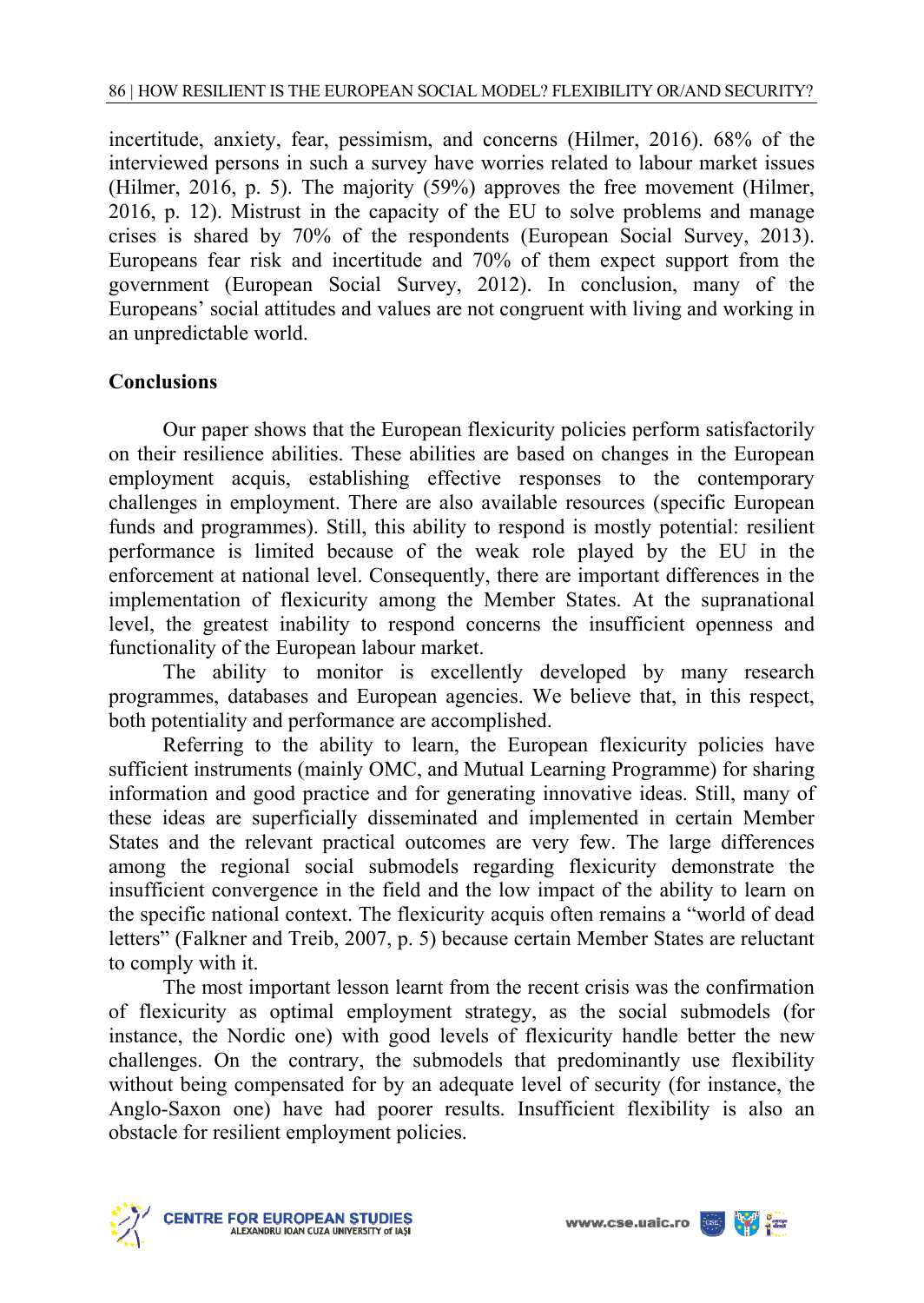incertitude, anxiety, fear, pessimism, and concerns (Hilmer, 2016). 68% of the interviewed persons in such a survey have worries related to labour market issues (Hilmer, 2016, p. 5). The majority (59%) approves the free movement (Hilmer, 2016, p. 12). Mistrust in the capacity of the EU to solve problems and manage crises is shared by 70% of the respondents (European Social Survey, 2013). Europeans fear risk and incertitude and 70% of them expect support from the government (European Social Survey, 2012). In conclusion, many of the Europeans' social attitudes and values are not congruent with living and working in an unpredictable world.

## Conclusions

Our paper shows that the European flexicurity policies perform satisfactorily on their resilience abilities. These abilities are based on changes in the European employment acquis, establishing effective responses to the contemporary challenges in employment. There are also available resources (specific European funds and programmes). Still, this ability to respond is mostly potential: resilient performance is limited because of the weak role played by the EU in the enforcement at national level. Consequently, there are important differences in the implementation of flexicurity among the Member States. At the supranational level, the greatest inability to respond concerns the insufficient openness and functionality of the European labour market.

The ability to monitor is excellently developed by many research programmes, databases and European agencies. We believe that, in this respect, both potentiality and performance are accomplished.

Referring to the ability to learn, the European flexicurity policies have sufficient instruments (mainly OMC, and Mutual Learning Programme) for sharing information and good practice and for generating innovative ideas. Still, many of these ideas are superficially disseminated and implemented in certain Member States and the relevant practical outcomes are very few. The large differences among the regional social submodels regarding flexicurity demonstrate the insufficient convergence in the field and the low impact of the ability to learn on the specific national context. The flexicurity acquis often remains a "world of dead letters" (Falkner and Treib, 2007, p. 5) because certain Member States are reluctant to comply with it.

The most important lesson learnt from the recent crisis was the confirmation of flexicurity as optimal employment strategy, as the social submodels (for instance, the Nordic one) with good levels of flexicurity handle better the new challenges. On the contrary, the submodels that predominantly use flexibility without being compensated for by an adequate level of security (for instance, the Anglo-Saxon one) have had poorer results. Insufficient flexibility is also an obstacle for resilient employment policies.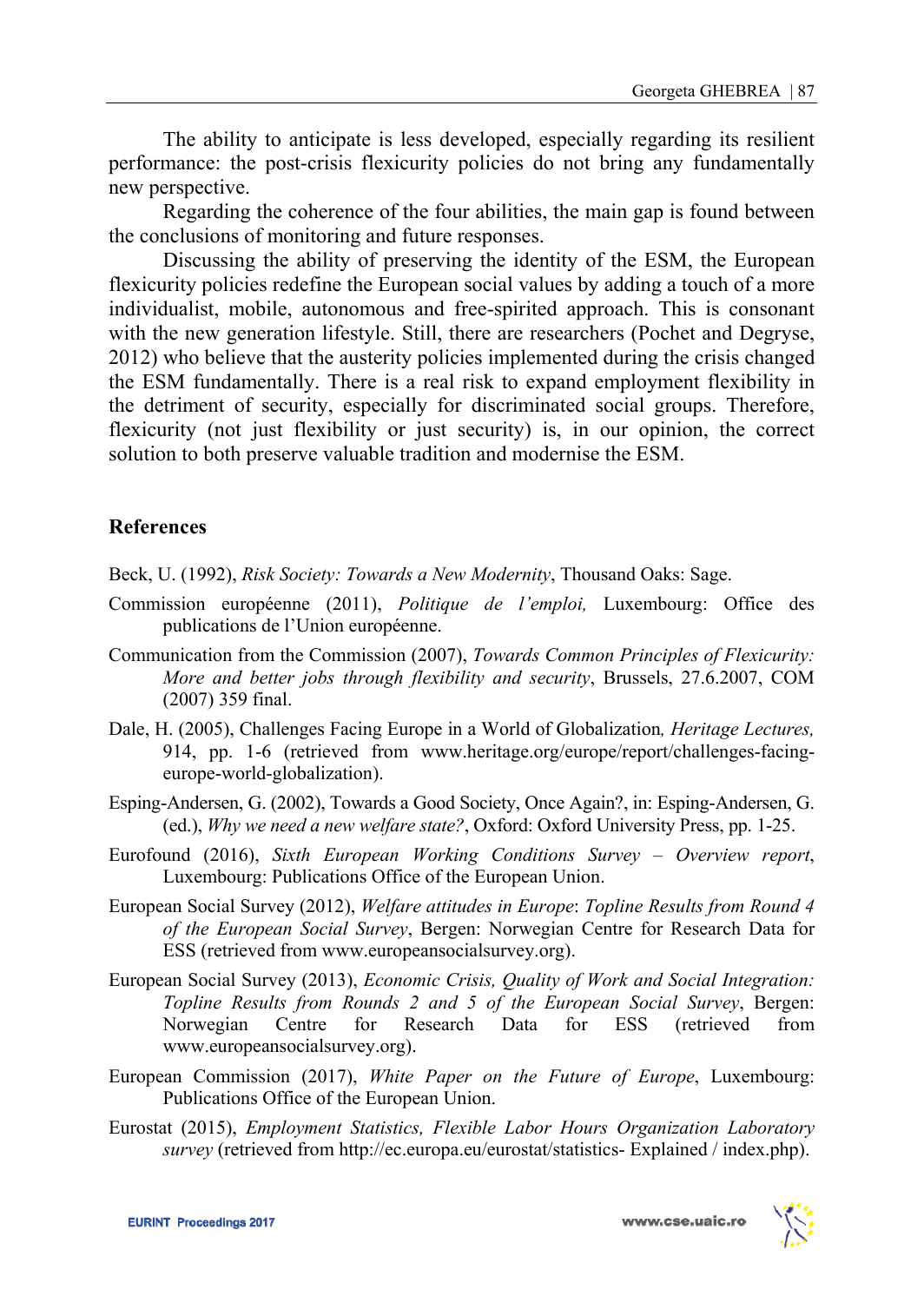The ability to anticipate is less developed, especially regarding its resilient performance: the post-crisis flexicurity policies do not bring any fundamentally new perspective.

Regarding the coherence of the four abilities, the main gap is found between the conclusions of monitoring and future responses.

Discussing the ability of preserving the identity of the ESM, the European flexicurity policies redefine the European social values by adding a touch of a more individualist, mobile, autonomous and free-spirited approach. This is consonant with the new generation lifestyle. Still, there are researchers (Pochet and Degryse, 2012) who believe that the austerity policies implemented during the crisis changed the ESM fundamentally. There is a real risk to expand employment flexibility in the detriment of security, especially for discriminated social groups. Therefore, flexicurity (not just flexibility or just security) is, in our opinion, the correct solution to both preserve valuable tradition and modernise the ESM.

## References

Beck, U. (1992), *Risk Society: Towards a New Modernity*, Thousand Oaks: Sage.

Commission européenne (2011), *Politique de l'emploi,* Luxembourg: Office des publications de l'Union européenne.

Communication from the Commission (2007), *Towards Common Principles of Flexicurity: More and better jobs through flexibility and security*, Brussels, 27.6.2007, COM (2007) 359 final.

Dale, H. (2005), Challenges Facing Europe in a World of Globalization*, Heritage Lectures,* 914, pp. 1-6 (retrieved from www.heritage.org/europe/report/challenges-facing-europe-world-globalization).

Esping-Andersen, G. (2002), Towards a Good Society, Once Again?, in: Esping-Andersen, G. (ed.), *Why we need a new welfare state?*, Oxford: Oxford University Press, pp. 1-25.

Eurofound (2016), *Sixth European Working Conditions Survey – Overview report*, Luxembourg: Publications Office of the European Union.

European Social Survey (2012), *Welfare attitudes in Europe*: *Topline Results from Round 4 of the European Social Survey*, Bergen: Norwegian Centre for Research Data for ESS (retrieved from www.europeansocialsurvey.org).

European Social Survey (2013), *Economic Crisis, Quality of Work and Social Integration: Topline Results from Rounds 2 and 5 of the European Social Survey*, Bergen: Norwegian Centre for Research Data for ESS (retrieved from www.europeansocialsurvey.org).

European Commission (2017), *White Paper on the Future of Europe*, Luxembourg: Publications Office of the European Union.

Eurostat (2015), *Employment Statistics, Flexible Labor Hours Organization Laboratory survey* (retrieved from http://ec.europa.eu/eurostat/statistics- Explained / index.php).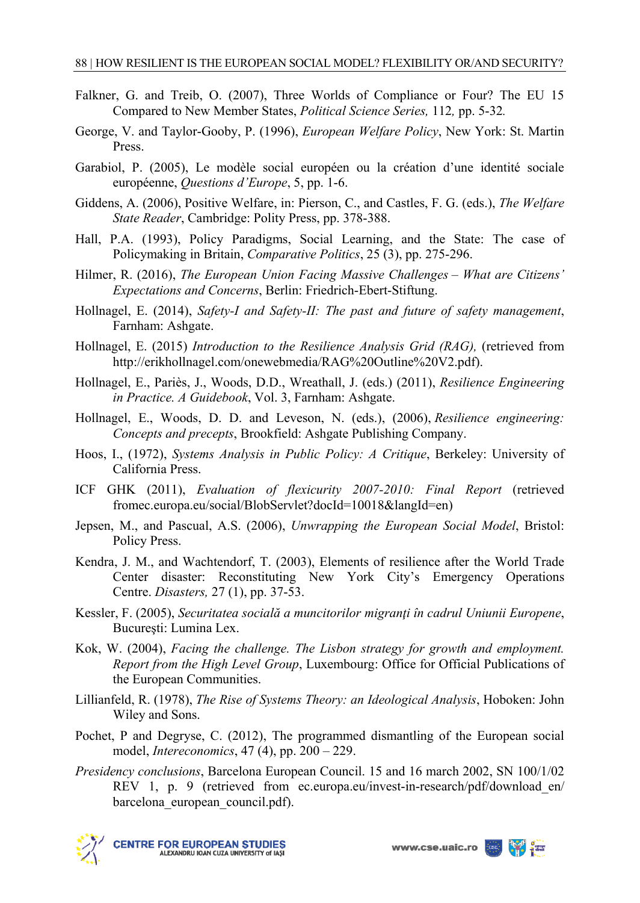Falkner, G. and Treib, O. (2007), Three Worlds of Compliance or Four? The EU 15 Compared to New Member States, *Political Science Series,* 112*,* pp. 5-32*.*

George, V. and Taylor-Gooby, P. (1996), *European Welfare Policy*, New York: St. Martin Press.

Garabiol, P. (2005), Le modèle social européen ou la création d'une identité sociale européenne, *Questions d'Europe*, 5, pp. 1-6.

Giddens, A. (2006), Positive Welfare, in: Pierson, C., and Castles, F. G. (eds.), *The Welfare State Reader*, Cambridge: Polity Press, pp. 378-388.

Hall, P.A. (1993), Policy Paradigms, Social Learning, and the State: The case of Policymaking in Britain, *Comparative Politics*, 25 (3), pp. 275-296.

Hilmer, R. (2016), *The European Union Facing Massive Challenges – What are Citizens' Expectations and Concerns*, Berlin: Friedrich-Ebert-Stiftung.

Hollnagel, E. (2014), *Safety-I and Safety-II: The past and future of safety management*, Farnham: Ashgate.

Hollnagel, E. (2015) *Introduction to the Resilience Analysis Grid (RAG),* (retrieved from http://erikhollnagel.com/onewebmedia/RAG%20Outline%20V2.pdf).

Hollnagel, E., Pariès, J., Woods, D.D., Wreathall, J. (eds.) (2011), *Resilience Engineering in Practice. A Guidebook*, Vol. 3, Farnham: Ashgate.

Hollnagel, E., Woods, D. D. and Leveson, N. (eds.), (2006), *Resilience engineering: Concepts and precepts*, Brookfield: Ashgate Publishing Company.

Hoos, I., (1972), *Systems Analysis in Public Policy: A Critique*, Berkeley: University of California Press.

ICF GHK (2011), *Evaluation of flexicurity 2007-2010: Final Report* (retrieved fromec.europa.eu/social/BlobServlet?docId=10018&langId=en)

Jepsen, M., and Pascual, A.S. (2006), *Unwrapping the European Social Model*, Bristol: Policy Press.

Kendra, J. M., and Wachtendorf, T. (2003), Elements of resilience after the World Trade Center disaster: Reconstituting New York City's Emergency Operations Centre. *Disasters,* 27 (1), pp. 37-53.

Kessler, F. (2005), *Securitatea socială a muncitorilor migranţi în cadrul Uniunii Europene*, Bucureşti: Lumina Lex.

Kok, W. (2004), *Facing the challenge. The Lisbon strategy for growth and employment. Report from the High Level Group*, Luxembourg: Office for Official Publications of the European Communities.

Lillianfeld, R. (1978), *The Rise of Systems Theory: an Ideological Analysis*, Hoboken: John Wiley and Sons.

Pochet, P and Degryse, C. (2012), The programmed dismantling of the European social model, *Intereconomics*, 47 (4), pp. 200 – 229.

*Presidency conclusions*, Barcelona European Council. 15 and 16 march 2002, SN 100/1/02 REV 1, p. 9 (retrieved from ec.europa.eu/invest-in-research/pdf/download_en/barcelona_european_council.pdf).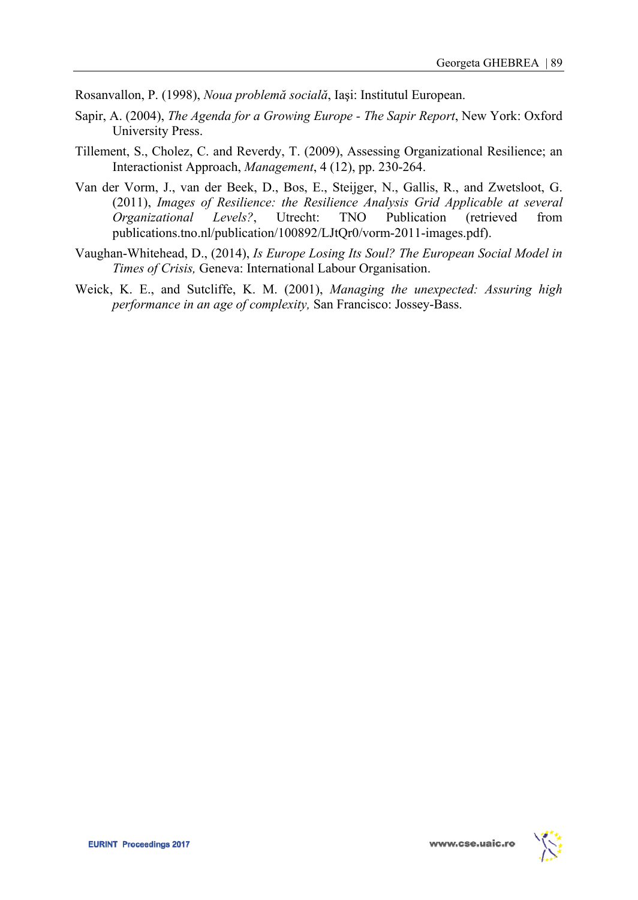Rosanvallon, P. (1998), *Noua problemă socială*, Iaşi: Institutul European.

Sapir, A. (2004), *The Agenda for a Growing Europe - The Sapir Report*, New York: Oxford University Press.

Tillement, S., Cholez, C. and Reverdy, T. (2009), Assessing Organizational Resilience; an Interactionist Approach, *Management*, 4 (12), pp. 230-264.

Van der Vorm, J., van der Beek, D., Bos, E., Steijger, N., Gallis, R., and Zwetsloot, G. (2011), *Images of Resilience: the Resilience Analysis Grid Applicable at several Organizational Levels?*, Utrecht: TNO Publication (retrieved from publications.tno.nl/publication/100892/LJtQr0/vorm-2011-images.pdf).

Vaughan-Whitehead, D., (2014), *Is Europe Losing Its Soul? The European Social Model in Times of Crisis,* Geneva: International Labour Organisation.

Weick, K. E., and Sutcliffe, K. M. (2001), *Managing the unexpected: Assuring high performance in an age of complexity,* San Francisco: Jossey-Bass.